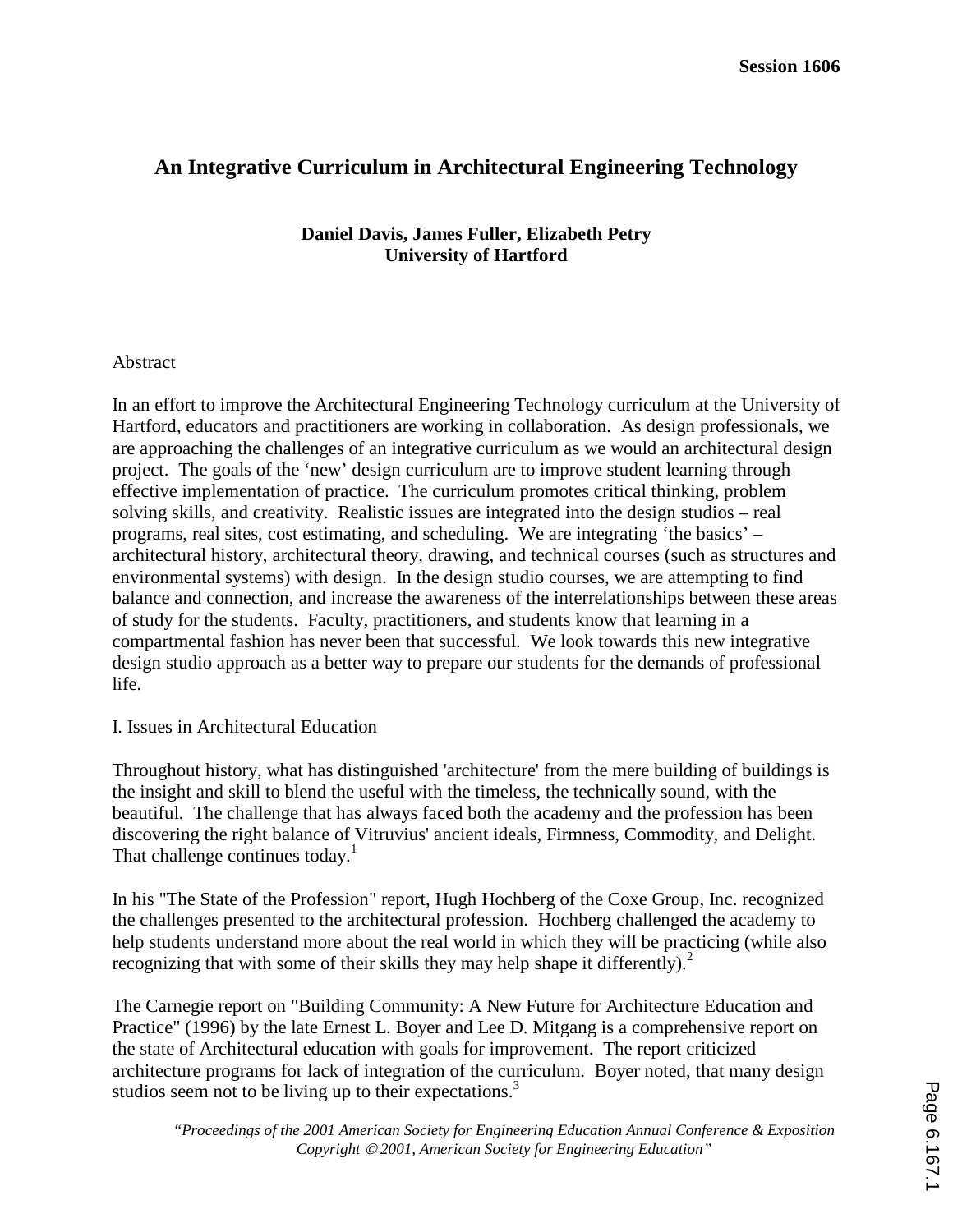# An Integrative Curriculum in Architectural Engineering Technology

**Daniel Davis, James Fuller, Elizabeth Petry**
**University of Hartford**

Abstract

In an effort to improve the Architectural Engineering Technology curriculum at the University of Hartford, educators and practitioners are working in collaboration. As design professionals, we are approaching the challenges of an integrative curriculum as we would an architectural design project. The goals of the 'new' design curriculum are to improve student learning through effective implementation of practice. The curriculum promotes critical thinking, problem solving skills, and creativity. Realistic issues are integrated into the design studios – real programs, real sites, cost estimating, and scheduling. We are integrating 'the basics' – architectural history, architectural theory, drawing, and technical courses (such as structures and environmental systems) with design. In the design studio courses, we are attempting to find balance and connection, and increase the awareness of the interrelationships between these areas of study for the students. Faculty, practitioners, and students know that learning in a compartmental fashion has never been that successful. We look towards this new integrative design studio approach as a better way to prepare our students for the demands of professional life.

## I. Issues in Architectural Education

Throughout history, what has distinguished 'architecture' from the mere building of buildings is the insight and skill to blend the useful with the timeless, the technically sound, with the beautiful. The challenge that has always faced both the academy and the profession has been discovering the right balance of Vitruvius' ancient ideals, Firmness, Commodity, and Delight. That challenge continues today.[1]

In his "The State of the Profession" report, Hugh Hochberg of the Coxe Group, Inc. recognized the challenges presented to the architectural profession. Hochberg challenged the academy to help students understand more about the real world in which they will be practicing (while also recognizing that with some of their skills they may help shape it differently).[2]

The Carnegie report on "Building Community: A New Future for Architecture Education and Practice" (1996) by the late Ernest L. Boyer and Lee D. Mitgang is a comprehensive report on the state of Architectural education with goals for improvement. The report criticized architecture programs for lack of integration of the curriculum. Boyer noted, that many design studios seem not to be living up to their expectations.[3]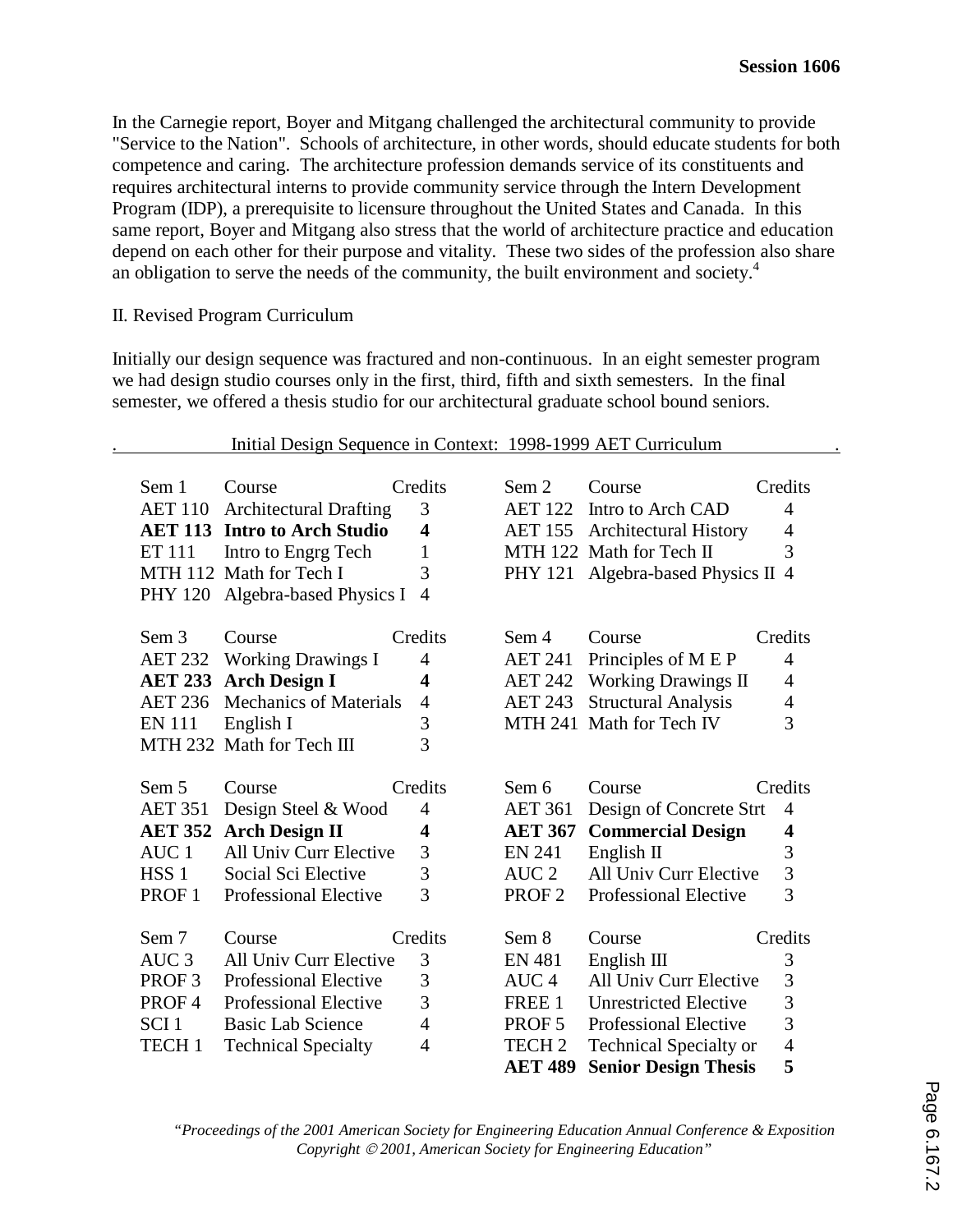In the Carnegie report, Boyer and Mitgang challenged the architectural community to provide "Service to the Nation". Schools of architecture, in other words, should educate students for both competence and caring. The architecture profession demands service of its constituents and requires architectural interns to provide community service through the Intern Development Program (IDP), a prerequisite to licensure throughout the United States and Canada. In this same report, Boyer and Mitgang also stress that the world of architecture practice and education depend on each other for their purpose and vitality. These two sides of the profession also share an obligation to serve the needs of the community, the built environment and society.[4]

II. Revised Program Curriculum

Initially our design sequence was fractured and non-continuous. In an eight semester program we had design studio courses only in the first, third, fifth and sixth semesters. In the final semester, we offered a thesis studio for our architectural graduate school bound seniors.

Initial Design Sequence in Context: 1998-1999 AET Curriculum

| Sem 1 | Course | Credits | Sem 2 | Course | Credits |
|---|---|---|---|---|---|
| AET 110 | Architectural Drafting | 3 | AET 122 | Intro to Arch CAD | 4 |
| **AET 113** | **Intro to Arch Studio** | **4** | AET 155 | Architectural History | 4 |
| ET 111 | Intro to Engrg Tech | 1 | MTH 122 | Math for Tech II | 3 |
| MTH 112 | Math for Tech I | 3 | PHY 121 | Algebra-based Physics II | 4 |
| PHY 120 | Algebra-based Physics I | 4 | | | |

| Sem 3 | Course | Credits | Sem 4 | Course | Credits |
|---|---|---|---|---|---|
| AET 232 | Working Drawings I | 4 | AET 241 | Principles of M E P | 4 |
| **AET 233** | **Arch Design I** | **4** | AET 242 | Working Drawings II | 4 |
| AET 236 | Mechanics of Materials | 4 | AET 243 | Structural Analysis | 4 |
| EN 111 | English I | 3 | MTH 241 | Math for Tech IV | 3 |
| MTH 232 | Math for Tech III | 3 | | | |

| Sem 5 | Course | Credits | Sem 6 | Course | Credits |
|---|---|---|---|---|---|
| AET 351 | Design Steel & Wood | 4 | AET 361 | Design of Concrete Strt | 4 |
| **AET 352** | **Arch Design II** | **4** | **AET 367** | **Commercial Design** | **4** |
| AUC 1 | All Univ Curr Elective | 3 | EN 241 | English II | 3 |
| HSS 1 | Social Sci Elective | 3 | AUC 2 | All Univ Curr Elective | 3 |
| PROF 1 | Professional Elective | 3 | PROF 2 | Professional Elective | 3 |

| Sem 7 | Course | Credits | Sem 8 | Course | Credits |
|---|---|---|---|---|---|
| AUC 3 | All Univ Curr Elective | 3 | EN 481 | English III | 3 |
| PROF 3 | Professional Elective | 3 | AUC 4 | All Univ Curr Elective | 3 |
| PROF 4 | Professional Elective | 3 | FREE 1 | Unrestricted Elective | 3 |
| SCI 1 | Basic Lab Science | 4 | PROF 5 | Professional Elective | 3 |
| TECH 1 | Technical Specialty | 4 | TECH 2 | Technical Specialty or | 4 |
| | | | **AET 489** | **Senior Design Thesis** | **5** |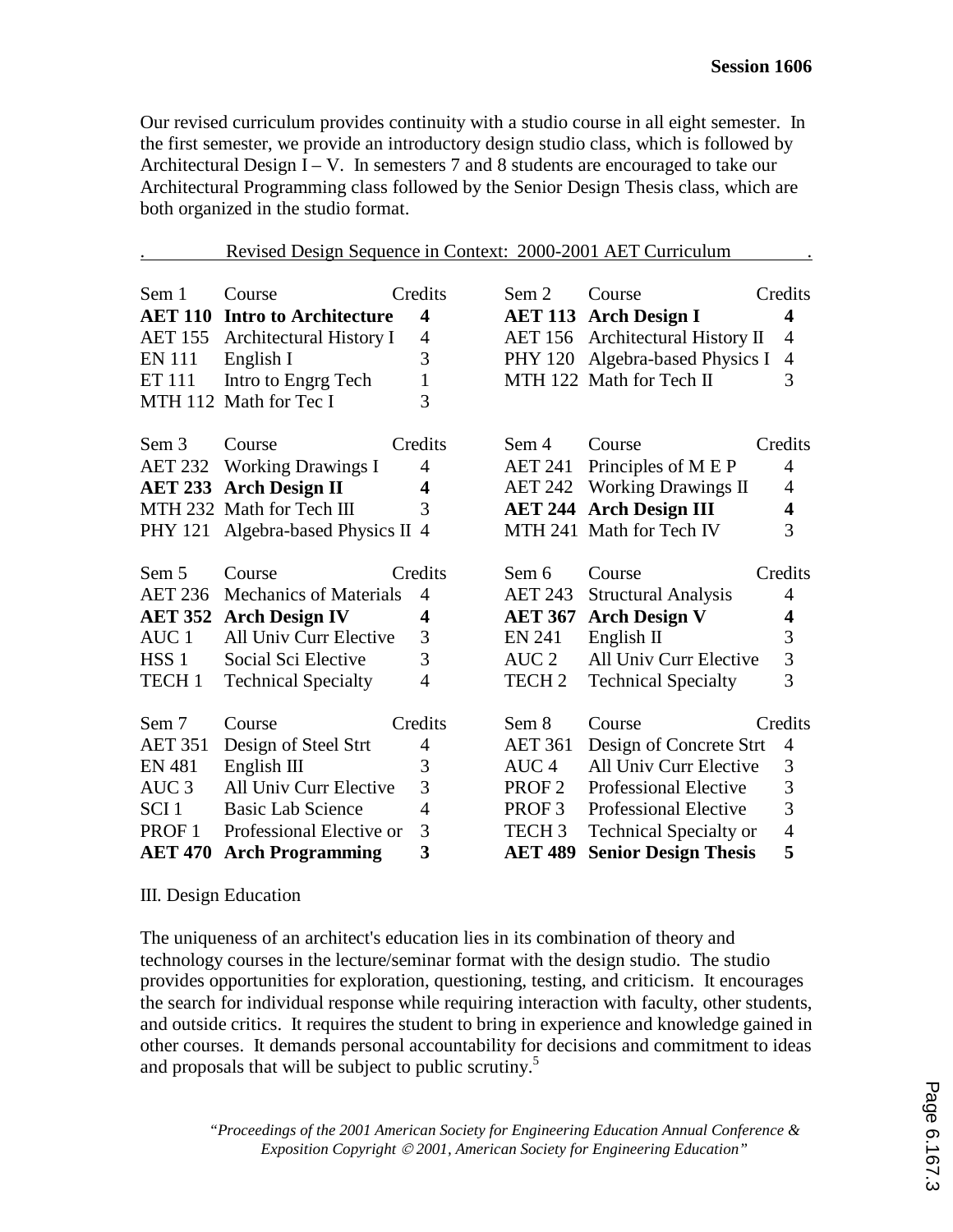Our revised curriculum provides continuity with a studio course in all eight semester. In the first semester, we provide an introductory design studio class, which is followed by Architectural Design I – V. In semesters 7 and 8 students are encouraged to take our Architectural Programming class followed by the Senior Design Thesis class, which are both organized in the studio format.

Revised Design Sequence in Context: 2000-2001 AET Curriculum

| Sem 1 | Course | Credits | Sem 2 | Course | Credits |
|---|---|---|---|---|---|
| **AET 110** | **Intro to Architecture** | **4** | **AET 113** | **Arch Design I** | **4** |
| AET 155 | Architectural History I | 4 | AET 156 | Architectural History II | 4 |
| EN 111 | English I | 3 | PHY 120 | Algebra-based Physics I | 4 |
| ET 111 | Intro to Engrg Tech | 1 | MTH 122 | Math for Tech II | 3 |
| MTH 112 | Math for Tec I | 3 | | | |
| **Sem 3** | **Course** | **Credits** | **Sem 4** | **Course** | **Credits** |
| AET 232 | Working Drawings I | 4 | AET 241 | Principles of M E P | 4 |
| **AET 233** | **Arch Design II** | **4** | AET 242 | Working Drawings II | 4 |
| MTH 232 | Math for Tech III | 3 | **AET 244** | **Arch Design III** | **4** |
| PHY 121 | Algebra-based Physics II | 4 | MTH 241 | Math for Tech IV | 3 |
| **Sem 5** | **Course** | **Credits** | **Sem 6** | **Course** | **Credits** |
| AET 236 | Mechanics of Materials | 4 | AET 243 | Structural Analysis | 4 |
| **AET 352** | **Arch Design IV** | **4** | **AET 367** | **Arch Design V** | **4** |
| AUC 1 | All Univ Curr Elective | 3 | EN 241 | English II | 3 |
| HSS 1 | Social Sci Elective | 3 | AUC 2 | All Univ Curr Elective | 3 |
| TECH 1 | Technical Specialty | 4 | TECH 2 | Technical Specialty | 3 |
| **Sem 7** | **Course** | **Credits** | **Sem 8** | **Course** | **Credits** |
| AET 351 | Design of Steel Strt | 4 | AET 361 | Design of Concrete Strt | 4 |
| EN 481 | English III | 3 | AUC 4 | All Univ Curr Elective | 3 |
| AUC 3 | All Univ Curr Elective | 3 | PROF 2 | Professional Elective | 3 |
| SCI 1 | Basic Lab Science | 4 | PROF 3 | Professional Elective | 3 |
| PROF 1 | Professional Elective or | 3 | TECH 3 | Technical Specialty or | 4 |
| **AET 470** | **Arch Programming** | **3** | **AET 489** | **Senior Design Thesis** | **5** |

## III. Design Education

The uniqueness of an architect's education lies in its combination of theory and technology courses in the lecture/seminar format with the design studio. The studio provides opportunities for exploration, questioning, testing, and criticism. It encourages the search for individual response while requiring interaction with faculty, other students, and outside critics. It requires the student to bring in experience and knowledge gained in other courses. It demands personal accountability for decisions and commitment to ideas and proposals that will be subject to public scrutiny.[5]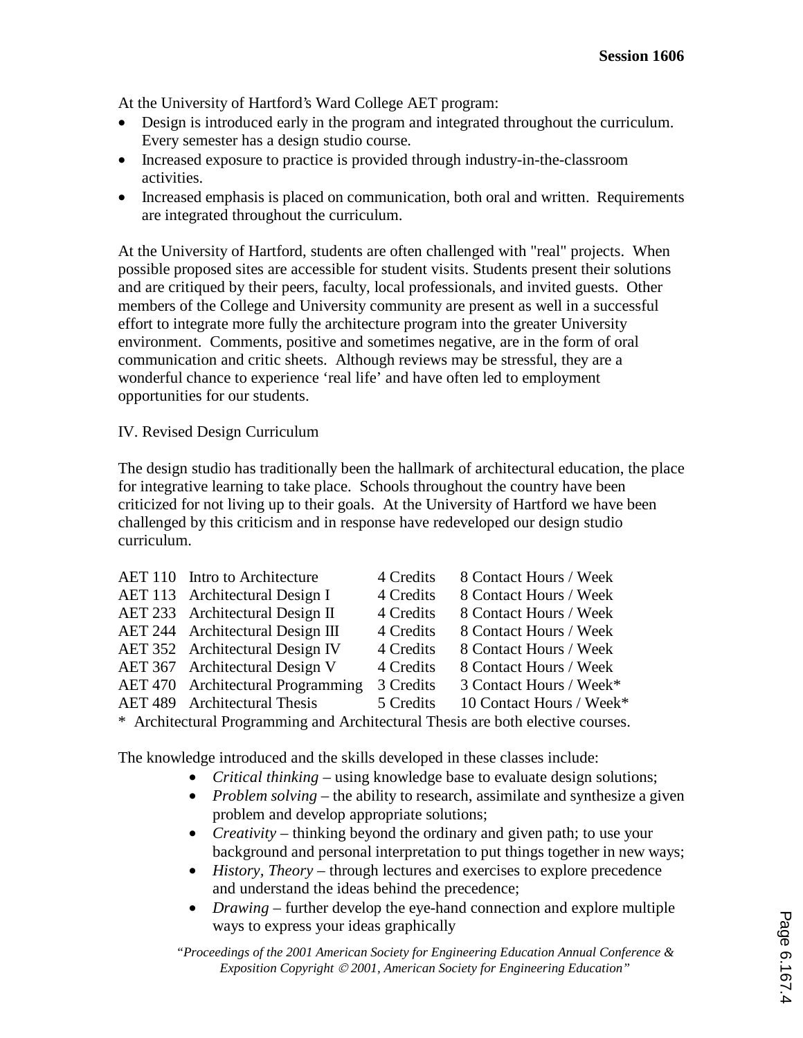At the University of Hartford's Ward College AET program:

- Design is introduced early in the program and integrated throughout the curriculum. Every semester has a design studio course.
- Increased exposure to practice is provided through industry-in-the-classroom activities.
- Increased emphasis is placed on communication, both oral and written. Requirements are integrated throughout the curriculum.

At the University of Hartford, students are often challenged with "real" projects. When possible proposed sites are accessible for student visits. Students present their solutions and are critiqued by their peers, faculty, local professionals, and invited guests. Other members of the College and University community are present as well in a successful effort to integrate more fully the architecture program into the greater University environment. Comments, positive and sometimes negative, are in the form of oral communication and critic sheets. Although reviews may be stressful, they are a wonderful chance to experience 'real life' and have often led to employment opportunities for our students.

## IV. Revised Design Curriculum

The design studio has traditionally been the hallmark of architectural education, the place for integrative learning to take place. Schools throughout the country have been criticized for not living up to their goals. At the University of Hartford we have been challenged by this criticism and in response have redeveloped our design studio curriculum.

| Course | Title | Credits | Contact Hours |
|---|---|---|---|
| AET 110 | Intro to Architecture | 4 Credits | 8 Contact Hours / Week |
| AET 113 | Architectural Design I | 4 Credits | 8 Contact Hours / Week |
| AET 233 | Architectural Design II | 4 Credits | 8 Contact Hours / Week |
| AET 244 | Architectural Design III | 4 Credits | 8 Contact Hours / Week |
| AET 352 | Architectural Design IV | 4 Credits | 8 Contact Hours / Week |
| AET 367 | Architectural Design V | 4 Credits | 8 Contact Hours / Week |
| AET 470 | Architectural Programming | 3 Credits | 3 Contact Hours / Week* |
| AET 489 | Architectural Thesis | 5 Credits | 10 Contact Hours / Week* |

\* Architectural Programming and Architectural Thesis are both elective courses.

The knowledge introduced and the skills developed in these classes include:

- *Critical thinking* – using knowledge base to evaluate design solutions;
- *Problem solving* – the ability to research, assimilate and synthesize a given problem and develop appropriate solutions;
- *Creativity* – thinking beyond the ordinary and given path; to use your background and personal interpretation to put things together in new ways;
- *History, Theory* – through lectures and exercises to explore precedence and understand the ideas behind the precedence;
- *Drawing* – further develop the eye-hand connection and explore multiple ways to express your ideas graphically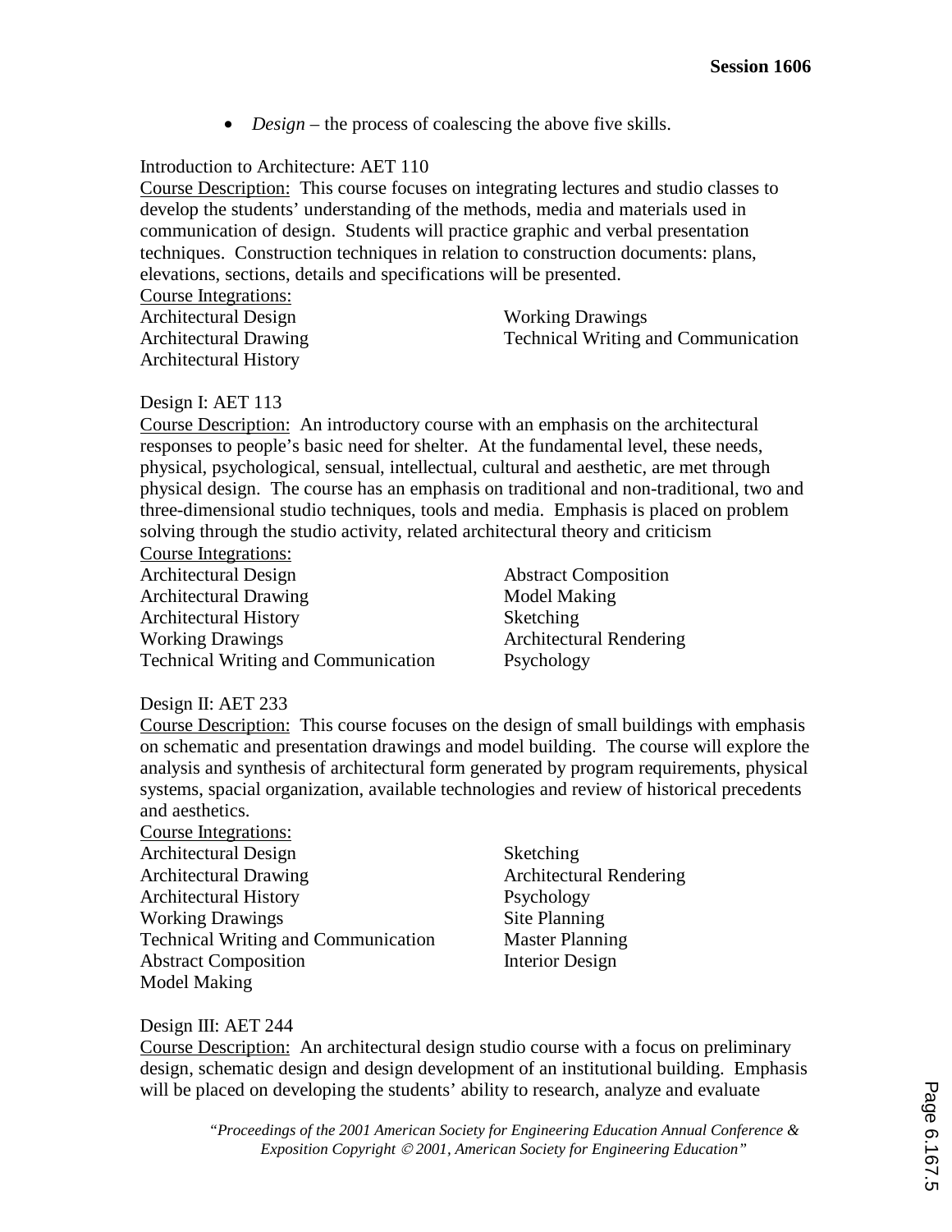- *Design* – the process of coalescing the above five skills.

Introduction to Architecture: AET 110

Course Description: This course focuses on integrating lectures and studio classes to develop the students' understanding of the methods, media and materials used in communication of design. Students will practice graphic and verbal presentation techniques. Construction techniques in relation to construction documents: plans, elevations, sections, details and specifications will be presented.

Course Integrations:

Architectural Design
Architectural Drawing
Architectural History
Working Drawings
Technical Writing and Communication

Design I: AET 113

Course Description: An introductory course with an emphasis on the architectural responses to people's basic need for shelter. At the fundamental level, these needs, physical, psychological, sensual, intellectual, cultural and aesthetic, are met through physical design. The course has an emphasis on traditional and non-traditional, two and three-dimensional studio techniques, tools and media. Emphasis is placed on problem solving through the studio activity, related architectural theory and criticism

Course Integrations:

Architectural Design
Architectural Drawing
Architectural History
Working Drawings
Technical Writing and Communication
Abstract Composition
Model Making
Sketching
Architectural Rendering
Psychology

Design II: AET 233

Course Description: This course focuses on the design of small buildings with emphasis on schematic and presentation drawings and model building. The course will explore the analysis and synthesis of architectural form generated by program requirements, physical systems, spacial organization, available technologies and review of historical precedents and aesthetics.

Course Integrations:

Architectural Design
Architectural Drawing
Architectural History
Working Drawings
Technical Writing and Communication
Abstract Composition
Model Making
Sketching
Architectural Rendering
Psychology
Site Planning
Master Planning
Interior Design

Design III: AET 244

Course Description: An architectural design studio course with a focus on preliminary design, schematic design and design development of an institutional building. Emphasis will be placed on developing the students' ability to research, analyze and evaluate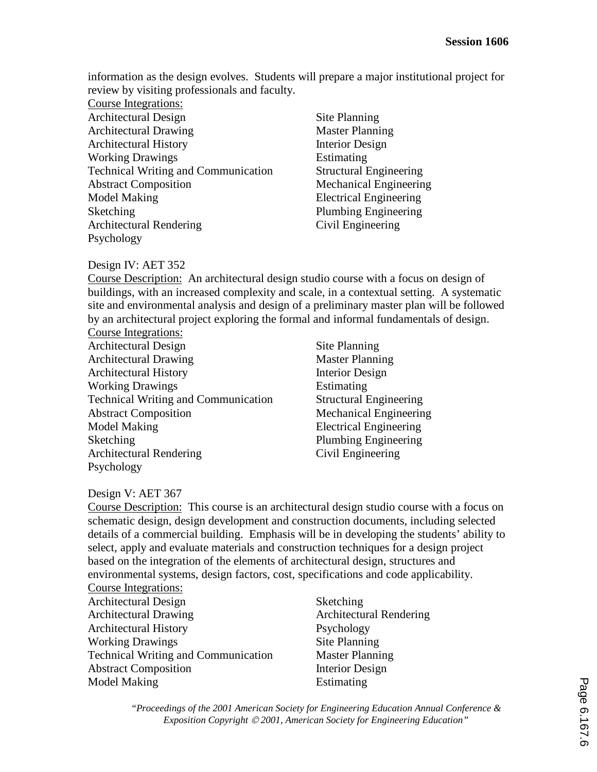information as the design evolves. Students will prepare a major institutional project for review by visiting professionals and faculty.

Course Integrations:

- Architectural Design
- Architectural Drawing
- Architectural History
- Working Drawings
- Technical Writing and Communication
- Abstract Composition
- Model Making
- Sketching
- Architectural Rendering
- Psychology
- Site Planning
- Master Planning
- Interior Design
- Estimating
- Structural Engineering
- Mechanical Engineering
- Electrical Engineering
- Plumbing Engineering
- Civil Engineering

Design IV: AET 352

Course Description: An architectural design studio course with a focus on design of buildings, with an increased complexity and scale, in a contextual setting. A systematic site and environmental analysis and design of a preliminary master plan will be followed by an architectural project exploring the formal and informal fundamentals of design.

Course Integrations:

- Architectural Design
- Architectural Drawing
- Architectural History
- Working Drawings
- Technical Writing and Communication
- Abstract Composition
- Model Making
- Sketching
- Architectural Rendering
- Psychology
- Site Planning
- Master Planning
- Interior Design
- Estimating
- Structural Engineering
- Mechanical Engineering
- Electrical Engineering
- Plumbing Engineering
- Civil Engineering

Design V: AET 367

Course Description: This course is an architectural design studio course with a focus on schematic design, design development and construction documents, including selected details of a commercial building. Emphasis will be in developing the students' ability to select, apply and evaluate materials and construction techniques for a design project based on the integration of the elements of architectural design, structures and environmental systems, design factors, cost, specifications and code applicability.

Course Integrations:

- Architectural Design
- Architectural Drawing
- Architectural History
- Working Drawings
- Technical Writing and Communication
- Abstract Composition
- Model Making
- Sketching
- Architectural Rendering
- Psychology
- Site Planning
- Master Planning
- Interior Design
- Estimating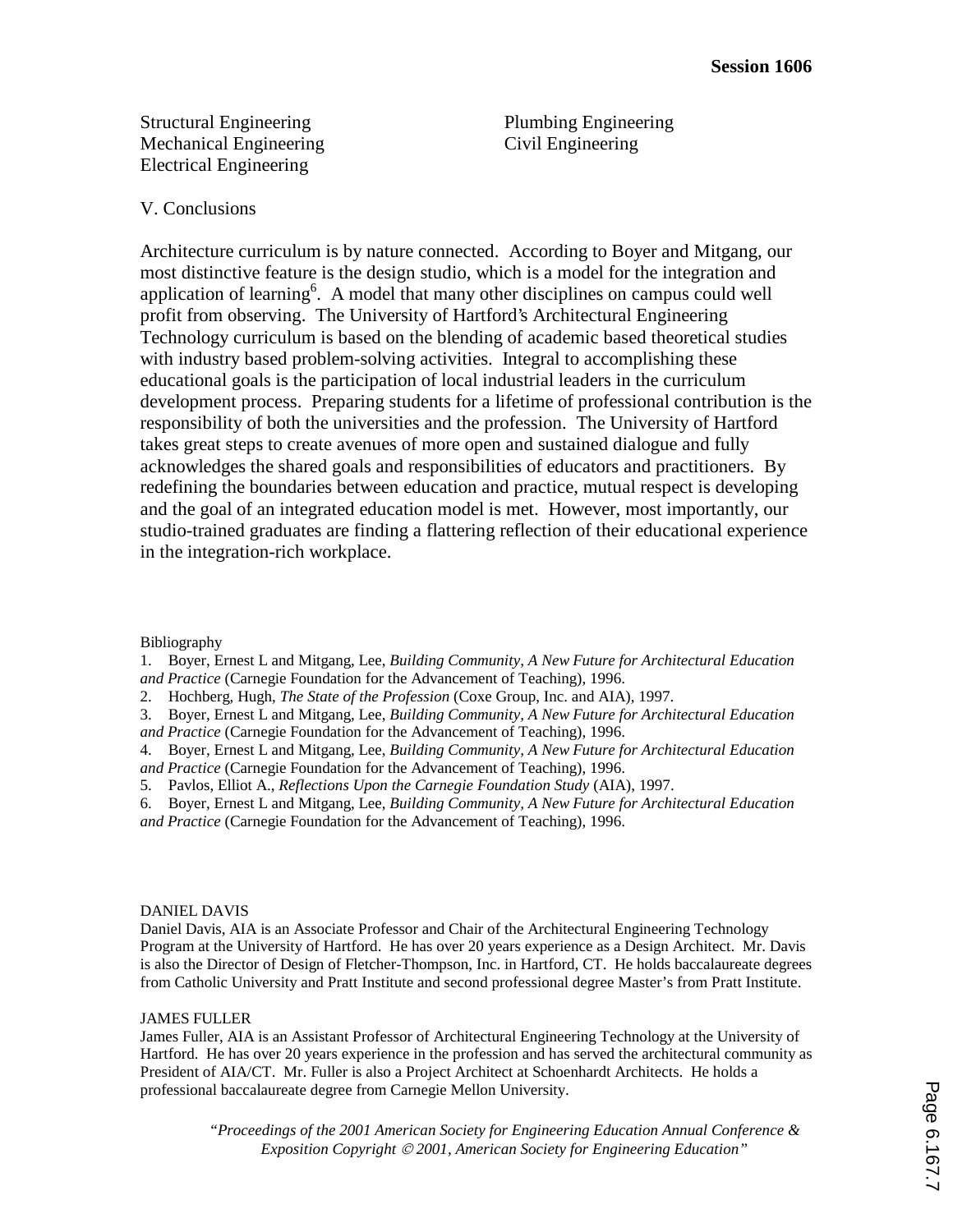Structural Engineering
Mechanical Engineering
Electrical Engineering
Plumbing Engineering
Civil Engineering

## V. Conclusions

Architecture curriculum is by nature connected. According to Boyer and Mitgang, our most distinctive feature is the design studio, which is a model for the integration and application of learning[6]. A model that many other disciplines on campus could well profit from observing. The University of Hartford's Architectural Engineering Technology curriculum is based on the blending of academic based theoretical studies with industry based problem-solving activities. Integral to accomplishing these educational goals is the participation of local industrial leaders in the curriculum development process. Preparing students for a lifetime of professional contribution is the responsibility of both the universities and the profession. The University of Hartford takes great steps to create avenues of more open and sustained dialogue and fully acknowledges the shared goals and responsibilities of educators and practitioners. By redefining the boundaries between education and practice, mutual respect is developing and the goal of an integrated education model is met. However, most importantly, our studio-trained graduates are finding a flattering reflection of their educational experience in the integration-rich workplace.

Bibliography

1. Boyer, Ernest L and Mitgang, Lee, *Building Community, A New Future for Architectural Education and Practice* (Carnegie Foundation for the Advancement of Teaching), 1996.
2. Hochberg, Hugh, *The State of the Profession* (Coxe Group, Inc. and AIA), 1997.
3. Boyer, Ernest L and Mitgang, Lee, *Building Community, A New Future for Architectural Education and Practice* (Carnegie Foundation for the Advancement of Teaching), 1996.
4. Boyer, Ernest L and Mitgang, Lee, *Building Community, A New Future for Architectural Education and Practice* (Carnegie Foundation for the Advancement of Teaching), 1996.
5. Pavlos, Elliot A., *Reflections Upon the Carnegie Foundation Study* (AIA), 1997.
6. Boyer, Ernest L and Mitgang, Lee, *Building Community, A New Future for Architectural Education and Practice* (Carnegie Foundation for the Advancement of Teaching), 1996.

DANIEL DAVIS

Daniel Davis, AIA is an Associate Professor and Chair of the Architectural Engineering Technology Program at the University of Hartford. He has over 20 years experience as a Design Architect. Mr. Davis is also the Director of Design of Fletcher-Thompson, Inc. in Hartford, CT. He holds baccalaureate degrees from Catholic University and Pratt Institute and second professional degree Master's from Pratt Institute.

JAMES FULLER

James Fuller, AIA is an Assistant Professor of Architectural Engineering Technology at the University of Hartford. He has over 20 years experience in the profession and has served the architectural community as President of AIA/CT. Mr. Fuller is also a Project Architect at Schoenhardt Architects. He holds a professional baccalaureate degree from Carnegie Mellon University.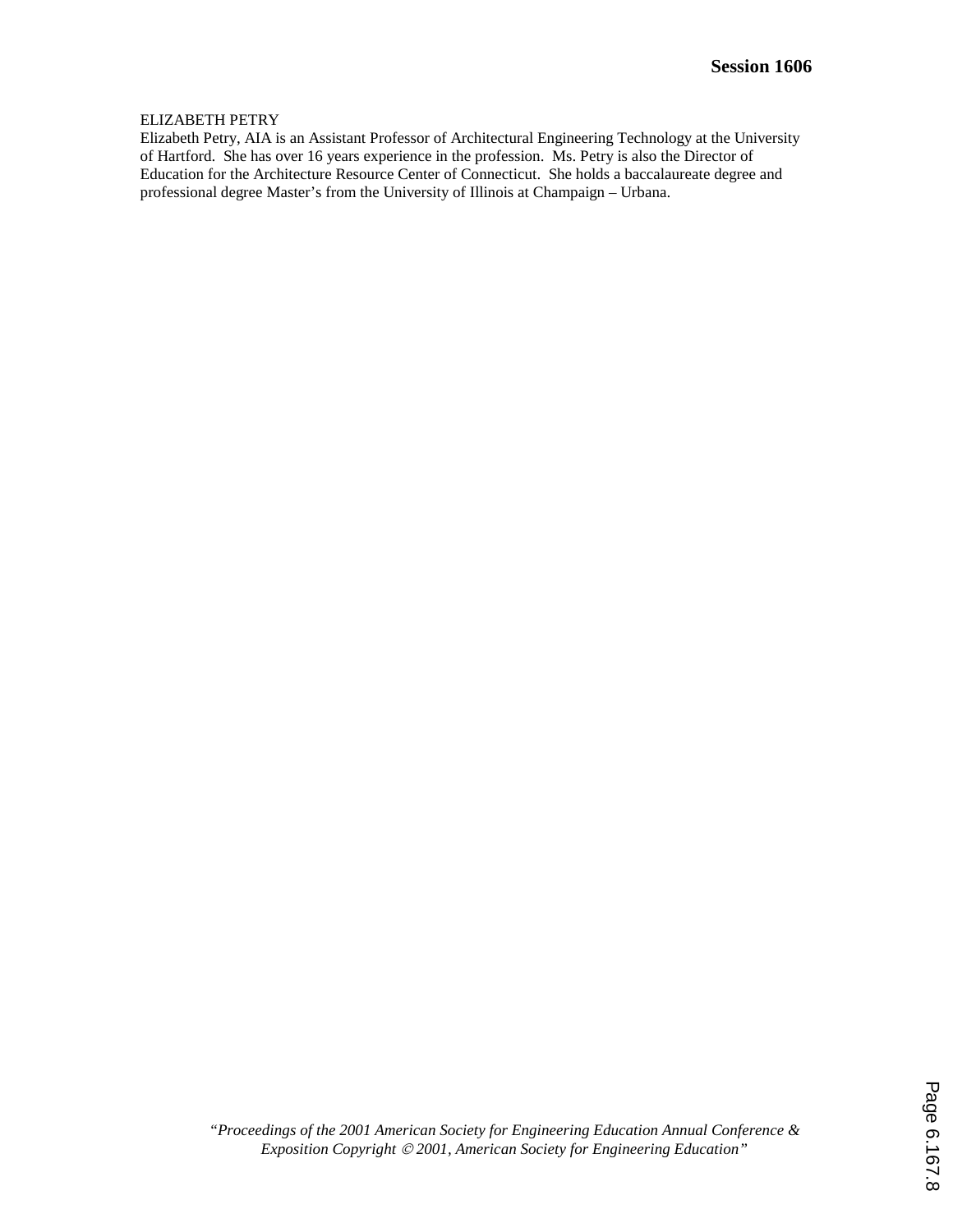ELIZABETH PETRY

Elizabeth Petry, AIA is an Assistant Professor of Architectural Engineering Technology at the University of Hartford. She has over 16 years experience in the profession. Ms. Petry is also the Director of Education for the Architecture Resource Center of Connecticut. She holds a baccalaureate degree and professional degree Master's from the University of Illinois at Champaign – Urbana.